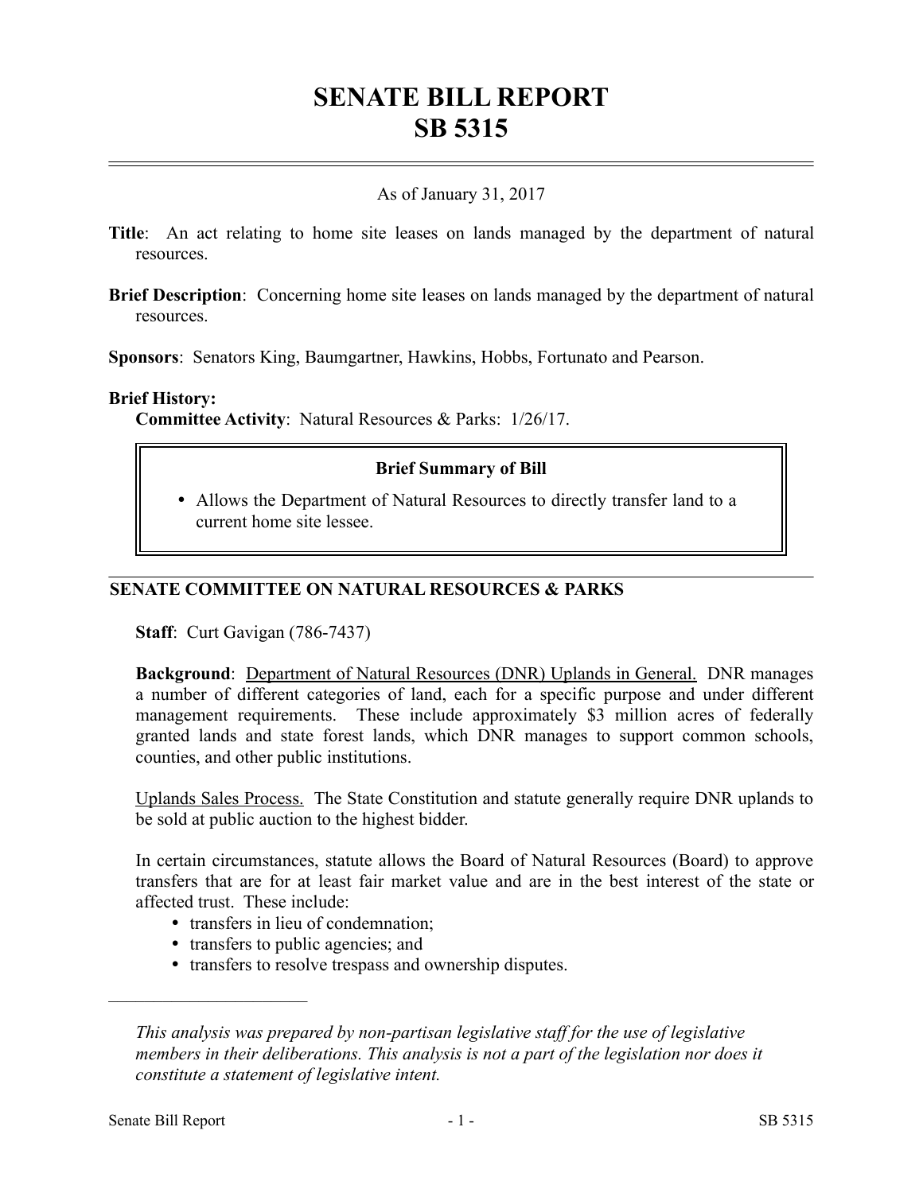# SENATE BILL REPORT
# SB 5315

As of January 31, 2017

**Title**: An act relating to home site leases on lands managed by the department of natural resources.

**Brief Description**: Concerning home site leases on lands managed by the department of natural resources.

**Sponsors**: Senators King, Baumgartner, Hawkins, Hobbs, Fortunato and Pearson.

**Brief History:**

**Committee Activity**: Natural Resources & Parks: 1/26/17.

**Brief Summary of Bill**

- Allows the Department of Natural Resources to directly transfer land to a current home site lessee.

## SENATE COMMITTEE ON NATURAL RESOURCES & PARKS

**Staff**: Curt Gavigan (786-7437)

**Background**: Department of Natural Resources (DNR) Uplands in General. DNR manages a number of different categories of land, each for a specific purpose and under different management requirements. These include approximately $3 million acres of federally granted lands and state forest lands, which DNR manages to support common schools, counties, and other public institutions.

Uplands Sales Process. The State Constitution and statute generally require DNR uplands to be sold at public auction to the highest bidder.

In certain circumstances, statute allows the Board of Natural Resources (Board) to approve transfers that are for at least fair market value and are in the best interest of the state or affected trust. These include:

- transfers in lieu of condemnation;
- transfers to public agencies; and
- transfers to resolve trespass and ownership disputes.

---

*This analysis was prepared by non-partisan legislative staff for the use of legislative members in their deliberations. This analysis is not a part of the legislation nor does it constitute a statement of legislative intent.*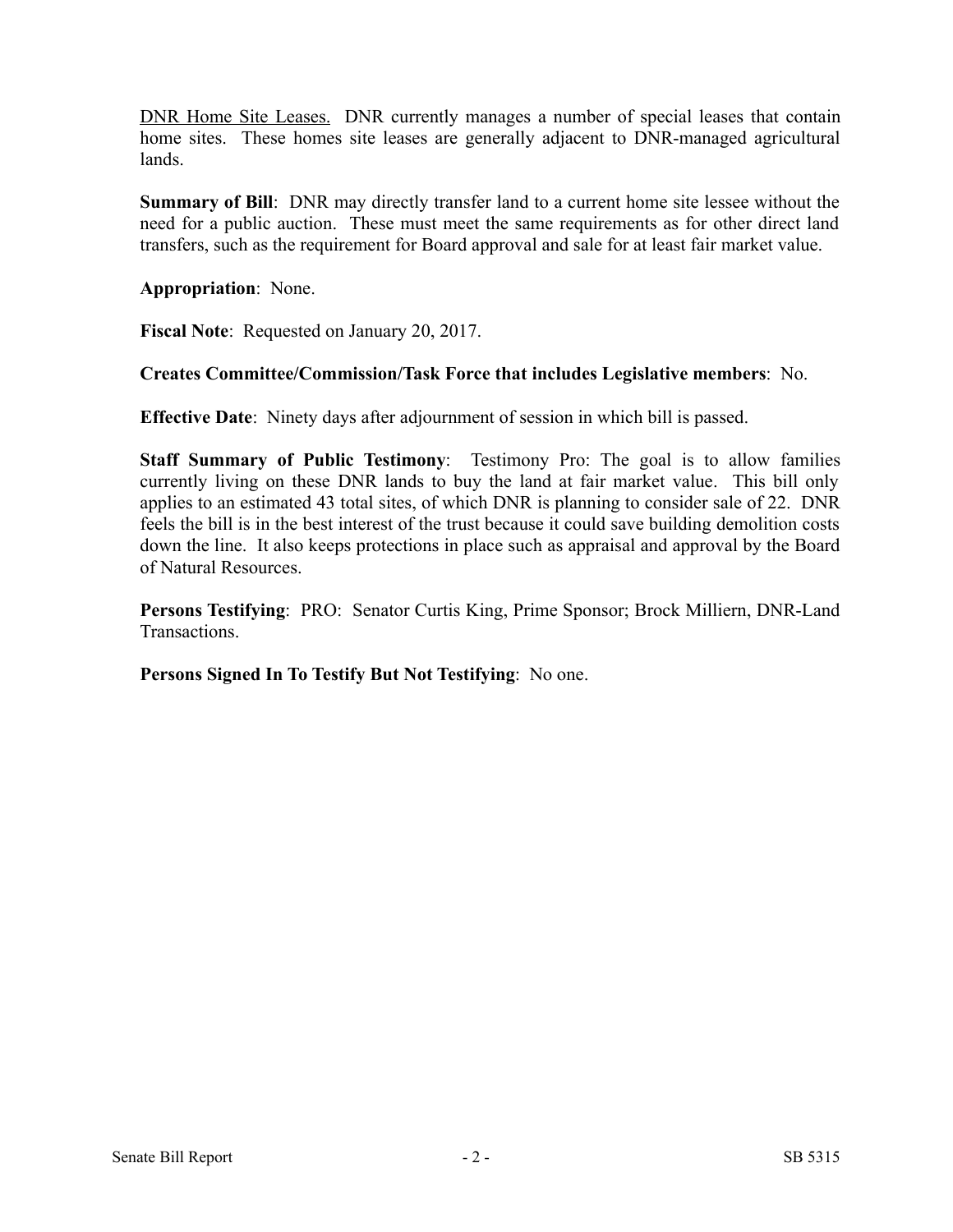<u>DNR Home Site Leases.</u> DNR currently manages a number of special leases that contain home sites. These homes site leases are generally adjacent to DNR-managed agricultural lands.

**Summary of Bill**: DNR may directly transfer land to a current home site lessee without the need for a public auction. These must meet the same requirements as for other direct land transfers, such as the requirement for Board approval and sale for at least fair market value.

**Appropriation**: None.

**Fiscal Note**: Requested on January 20, 2017.

**Creates Committee/Commission/Task Force that includes Legislative members**: No.

**Effective Date**: Ninety days after adjournment of session in which bill is passed.

**Staff Summary of Public Testimony**: Testimony Pro: The goal is to allow families currently living on these DNR lands to buy the land at fair market value. This bill only applies to an estimated 43 total sites, of which DNR is planning to consider sale of 22. DNR feels the bill is in the best interest of the trust because it could save building demolition costs down the line. It also keeps protections in place such as appraisal and approval by the Board of Natural Resources.

**Persons Testifying**: PRO: Senator Curtis King, Prime Sponsor; Brock Milliern, DNR-Land Transactions.

**Persons Signed In To Testify But Not Testifying**: No one.